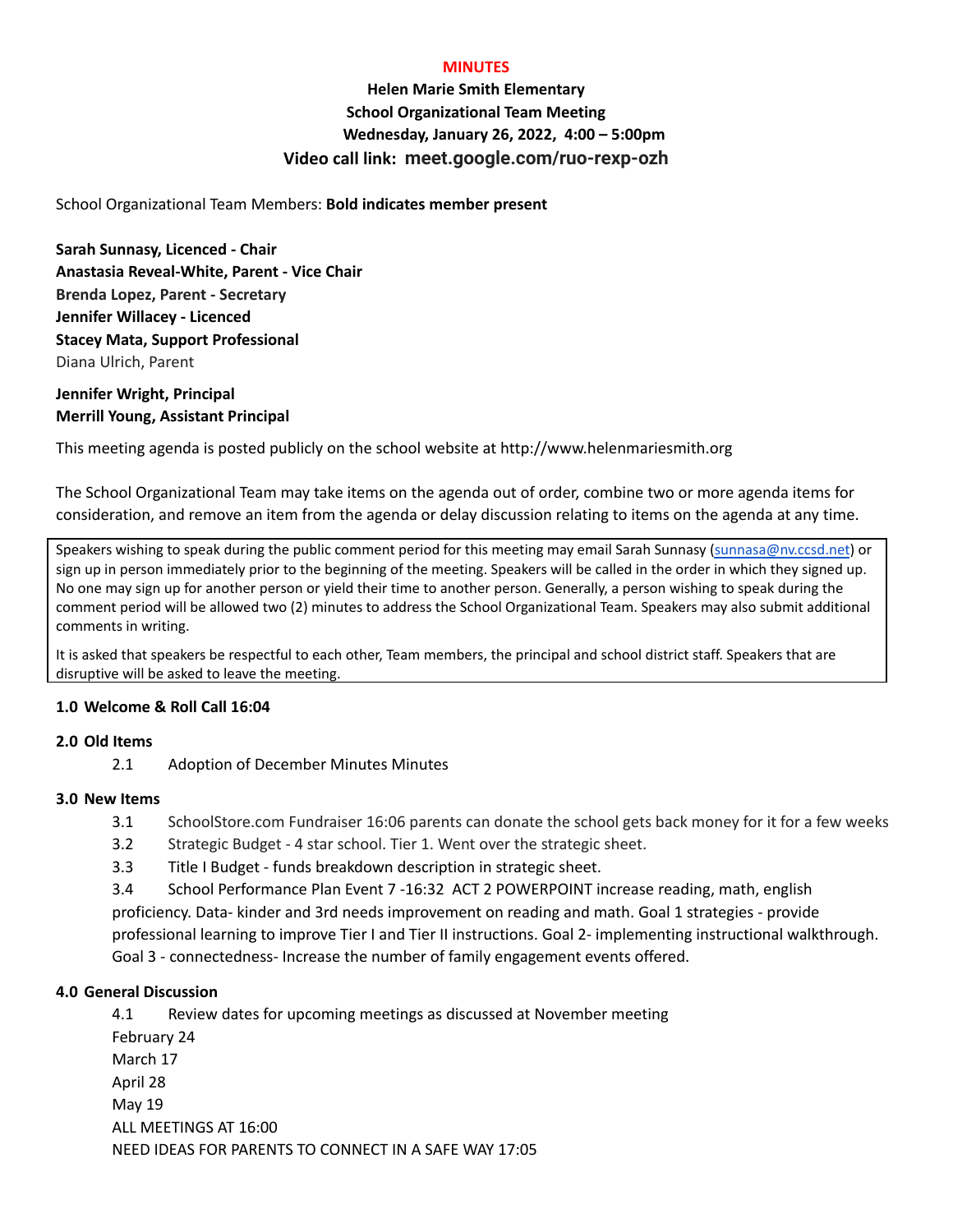**MINUTES**

**Helen Marie Smith Elementary**
**School Organizational Team Meeting**
**Wednesday, January 26, 2022, 4:00 – 5:00pm**
**Video call link: meet.google.com/ruo-rexp-ozh**

School Organizational Team Members: **Bold indicates member present**

**Sarah Sunnasy, Licenced - Chair**
**Anastasia Reveal-White, Parent - Vice Chair**
**Brenda Lopez, Parent - Secretary**
**Jennifer Willacey - Licenced**
**Stacey Mata, Support Professional**
Diana Ulrich, Parent

**Jennifer Wright, Principal**
**Merrill Young, Assistant Principal**

This meeting agenda is posted publicly on the school website at http://www.helenmariesmith.org

The School Organizational Team may take items on the agenda out of order, combine two or more agenda items for consideration, and remove an item from the agenda or delay discussion relating to items on the agenda at any time.

Speakers wishing to speak during the public comment period for this meeting may email Sarah Sunnasy (sunnasa@nv.ccsd.net) or sign up in person immediately prior to the beginning of the meeting. Speakers will be called in the order in which they signed up. No one may sign up for another person or yield their time to another person. Generally, a person wishing to speak during the comment period will be allowed two (2) minutes to address the School Organizational Team. Speakers may also submit additional comments in writing.

It is asked that speakers be respectful to each other, Team members, the principal and school district staff. Speakers that are disruptive will be asked to leave the meeting.

**1.0 Welcome & Roll Call 16:04**

**2.0 Old Items**

2.1 Adoption of December Minutes Minutes

**3.0 New Items**

3.1 SchoolStore.com Fundraiser 16:06 parents can donate the school gets back money for it for a few weeks

3.2 Strategic Budget - 4 star school. Tier 1. Went over the strategic sheet.

3.3 Title I Budget - funds breakdown description in strategic sheet.

3.4 School Performance Plan Event 7 -16:32 ACT 2 POWERPOINT increase reading, math, english proficiency. Data- kinder and 3rd needs improvement on reading and math. Goal 1 strategies - provide professional learning to improve Tier I and Tier II instructions. Goal 2- implementing instructional walkthrough. Goal 3 - connectedness- Increase the number of family engagement events offered.

**4.0 General Discussion**

4.1 Review dates for upcoming meetings as discussed at November meeting

February 24
March 17
April 28
May 19
ALL MEETINGS AT 16:00
NEED IDEAS FOR PARENTS TO CONNECT IN A SAFE WAY 17:05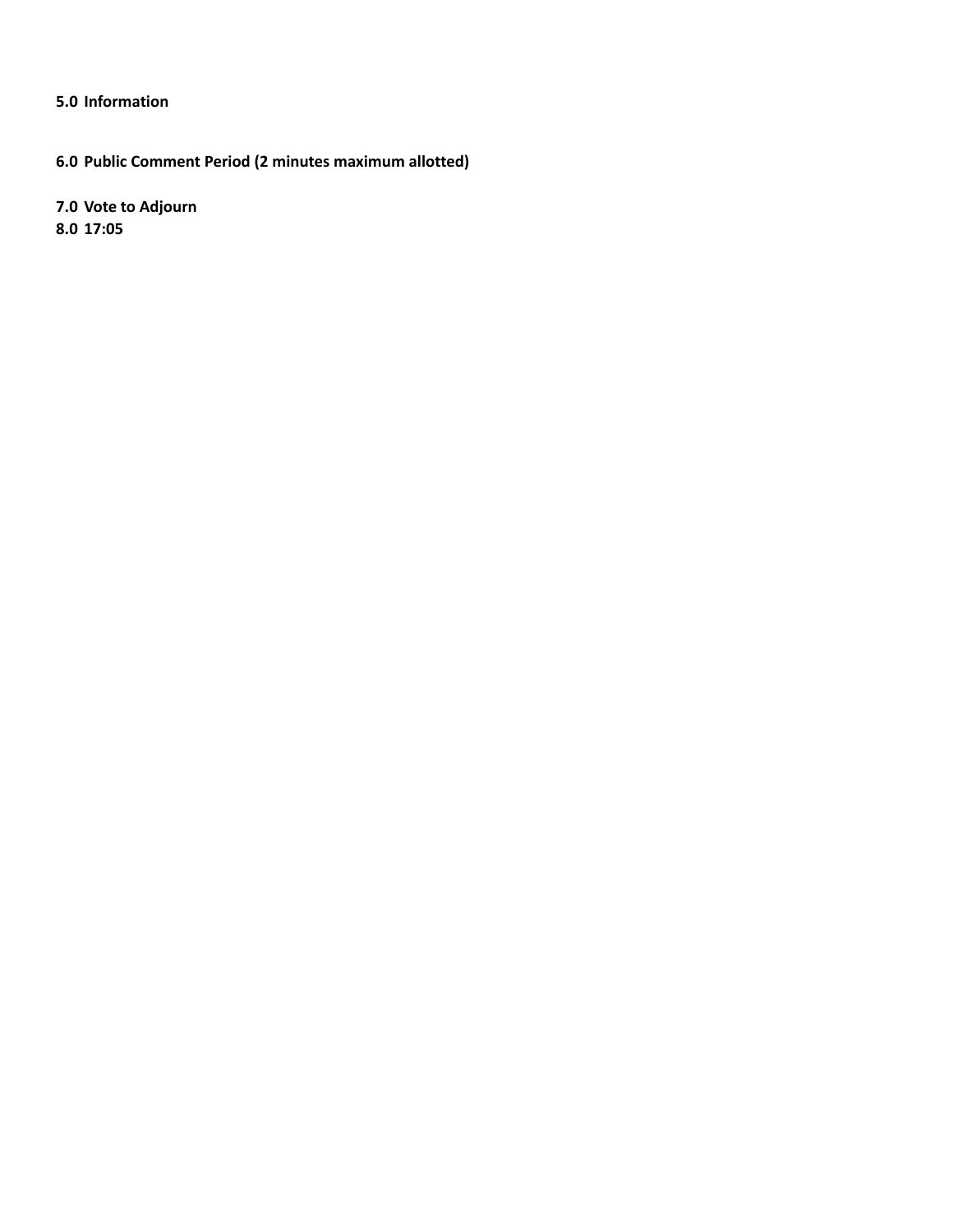**5.0 Information**

**6.0 Public Comment Period (2 minutes maximum allotted)**

**7.0 Vote to Adjourn**

**8.0 17:05**